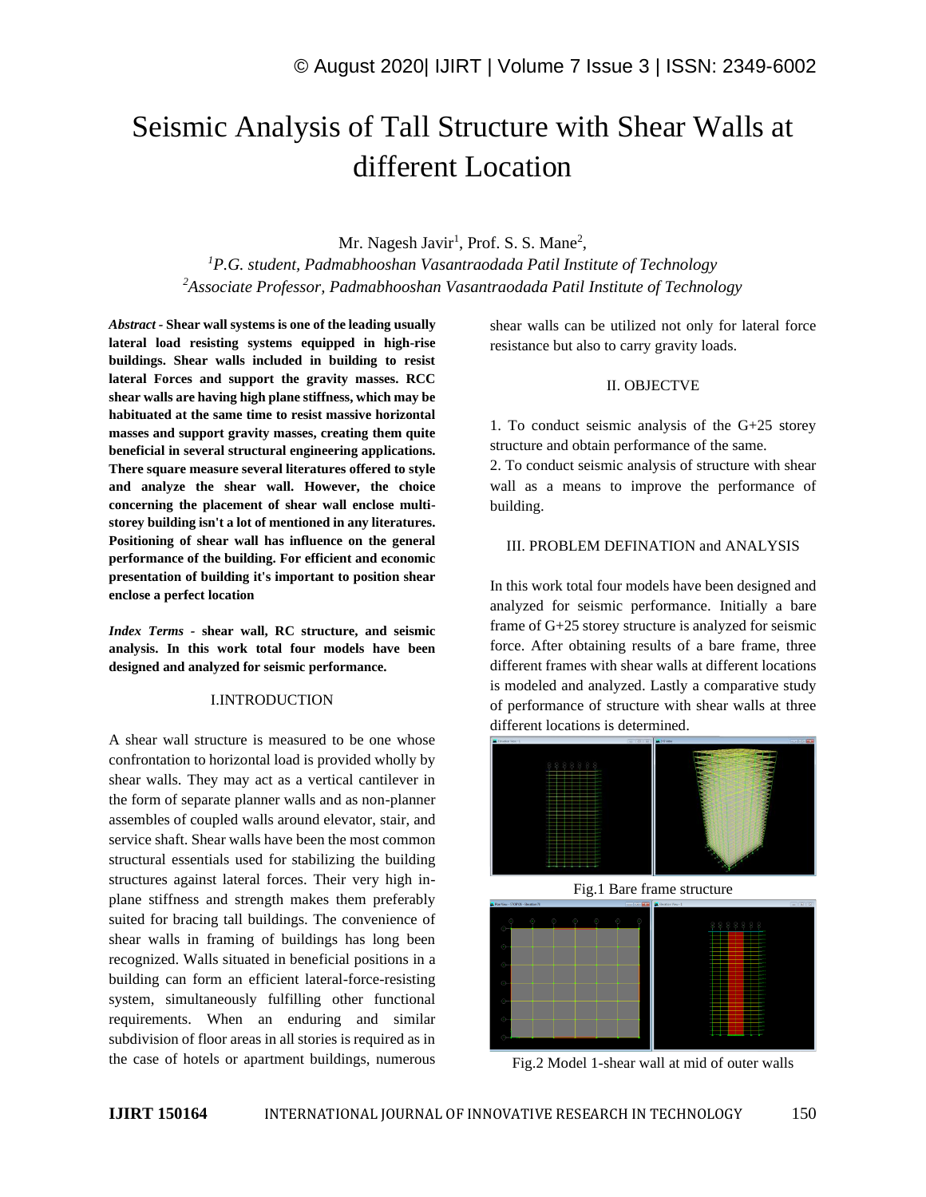# Seismic Analysis of Tall Structure with Shear Walls at different Location

Mr. Nagesh Javir[1], Prof. S. S. Mane[2],

[1]*P.G. student, Padmabhooshan Vasantraodada Patil Institute of Technology*
[2]*Associate Professor, Padmabhooshan Vasantraodada Patil Institute of Technology*

***Abstract* - Shear wall systems is one of the leading usually lateral load resisting systems equipped in high-rise buildings. Shear walls included in building to resist lateral Forces and support the gravity masses. RCC shear walls are having high plane stiffness, which may be habituated at the same time to resist massive horizontal masses and support gravity masses, creating them quite beneficial in several structural engineering applications. There square measure several literatures offered to style and analyze the shear wall. However, the choice concerning the placement of shear wall enclose multi-storey building isn't a lot of mentioned in any literatures. Positioning of shear wall has influence on the general performance of the building. For efficient and economic presentation of building it's important to position shear enclose a perfect location**

***Index Terms* - shear wall, RC structure, and seismic analysis. In this work total four models have been designed and analyzed for seismic performance.**

## I.INTRODUCTION

A shear wall structure is measured to be one whose confrontation to horizontal load is provided wholly by shear walls. They may act as a vertical cantilever in the form of separate planner walls and as non-planner assembles of coupled walls around elevator, stair, and service shaft. Shear walls have been the most common structural essentials used for stabilizing the building structures against lateral forces. Their very high in-plane stiffness and strength makes them preferably suited for bracing tall buildings. The convenience of shear walls in framing of buildings has long been recognized. Walls situated in beneficial positions in a building can form an efficient lateral-force-resisting system, simultaneously fulfilling other functional requirements. When an enduring and similar subdivision of floor areas in all stories is required as in the case of hotels or apartment buildings, numerous shear walls can be utilized not only for lateral force resistance but also to carry gravity loads.

## II. OBJECTVE

1. To conduct seismic analysis of the G+25 storey structure and obtain performance of the same.
2. To conduct seismic analysis of structure with shear wall as a means to improve the performance of building.

## III. PROBLEM DEFINATION and ANALYSIS

In this work total four models have been designed and analyzed for seismic performance. Initially a bare frame of G+25 storey structure is analyzed for seismic force. After obtaining results of a bare frame, three different frames with shear walls at different locations is modeled and analyzed. Lastly a comparative study of performance of structure with shear walls at three different locations is determined.

Fig.1 Bare frame structure

Fig.2 Model 1-shear wall at mid of outer walls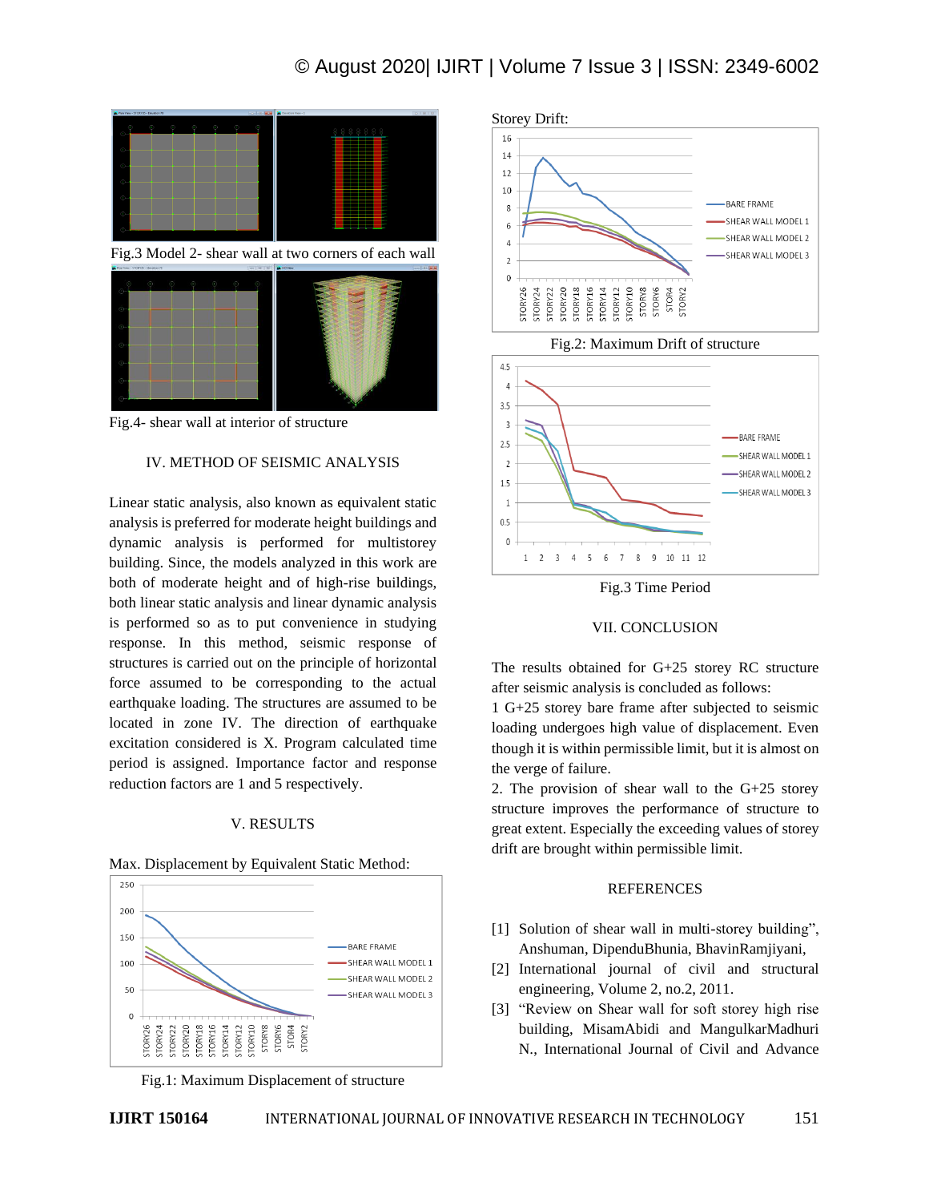Fig.3 Model 2- shear wall at two corners of each wall

Fig.4- shear wall at interior of structure

## IV. METHOD OF SEISMIC ANALYSIS

Linear static analysis, also known as equivalent static analysis is preferred for moderate height buildings and dynamic analysis is performed for multistorey building. Since, the models analyzed in this work are both of moderate height and of high-rise buildings, both linear static analysis and linear dynamic analysis is performed so as to put convenience in studying response. In this method, seismic response of structures is carried out on the principle of horizontal force assumed to be corresponding to the actual earthquake loading. The structures are assumed to be located in zone IV. The direction of earthquake excitation considered is X. Program calculated time period is assigned. Importance factor and response reduction factors are 1 and 5 respectively.

## V. RESULTS

Max. Displacement by Equivalent Static Method:

Fig.1: Maximum Displacement of structure

Storey Drift:

Fig.2: Maximum Drift of structure

Fig.3 Time Period

## VII. CONCLUSION

The results obtained for G+25 storey RC structure after seismic analysis is concluded as follows:

1 G+25 storey bare frame after subjected to seismic loading undergoes high value of displacement. Even though it is within permissible limit, but it is almost on the verge of failure.

2. The provision of shear wall to the G+25 storey structure improves the performance of structure to great extent. Especially the exceeding values of storey drift are brought within permissible limit.

## REFERENCES

[1] Solution of shear wall in multi-storey building", Anshuman, DipenduBhunia, BhavinRamjiyani,

[2] International journal of civil and structural engineering, Volume 2, no.2, 2011.

[3] "Review on Shear wall for soft storey high rise building, MisamAbidi and MangulkarMadhuri N., International Journal of Civil and Advance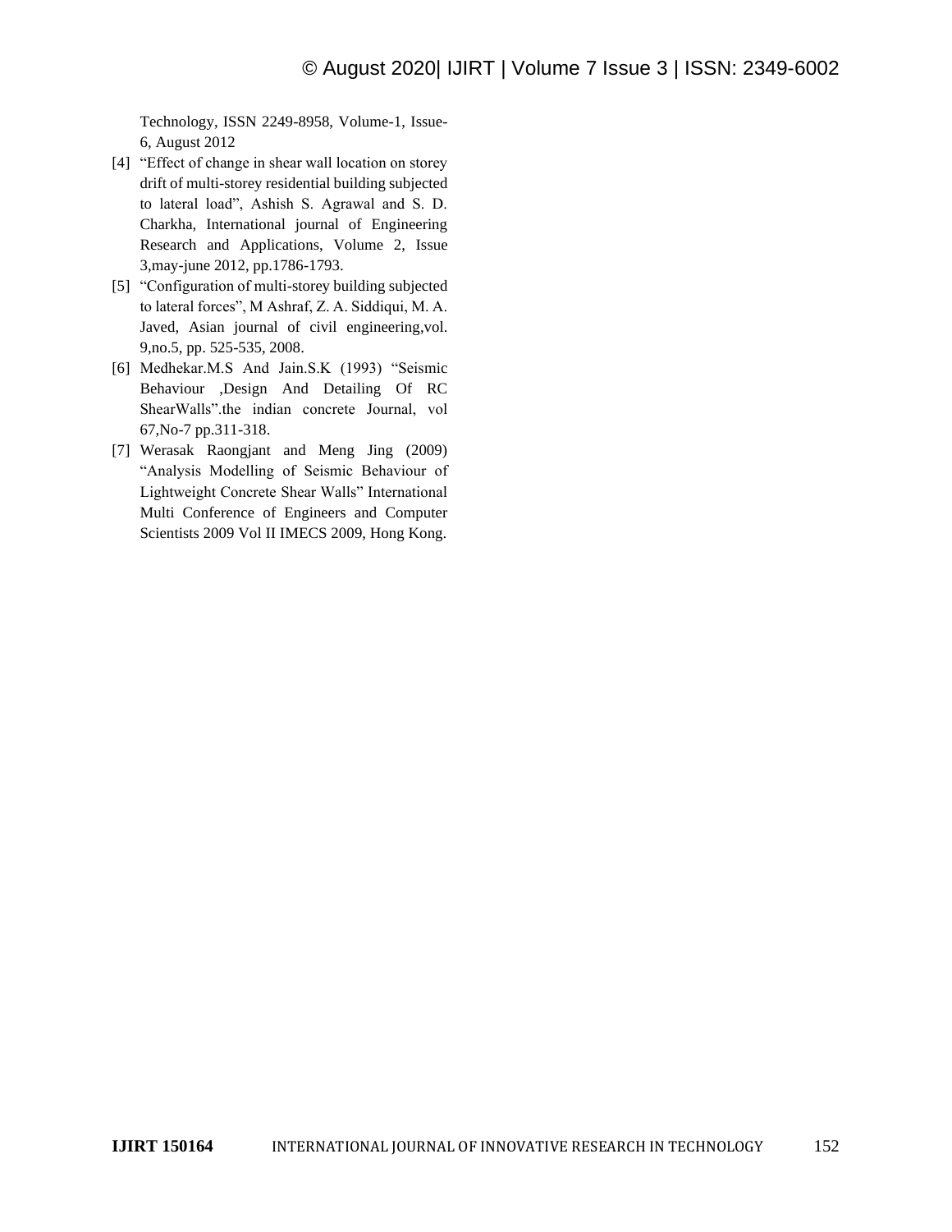Technology, ISSN 2249-8958, Volume-1, Issue-6, August 2012

[4] "Effect of change in shear wall location on storey drift of multi-storey residential building subjected to lateral load", Ashish S. Agrawal and S. D. Charkha, International journal of Engineering Research and Applications, Volume 2, Issue 3,may-june 2012, pp.1786-1793.

[5] "Configuration of multi-storey building subjected to lateral forces", M Ashraf, Z. A. Siddiqui, M. A. Javed, Asian journal of civil engineering,vol. 9,no.5, pp. 525-535, 2008.

[6] Medhekar.M.S And Jain.S.K (1993) "Seismic Behaviour ,Design And Detailing Of RC ShearWalls".the indian concrete Journal, vol 67,No-7 pp.311-318.

[7] Werasak Raongjant and Meng Jing (2009) "Analysis Modelling of Seismic Behaviour of Lightweight Concrete Shear Walls" International Multi Conference of Engineers and Computer Scientists 2009 Vol II IMECS 2009, Hong Kong.